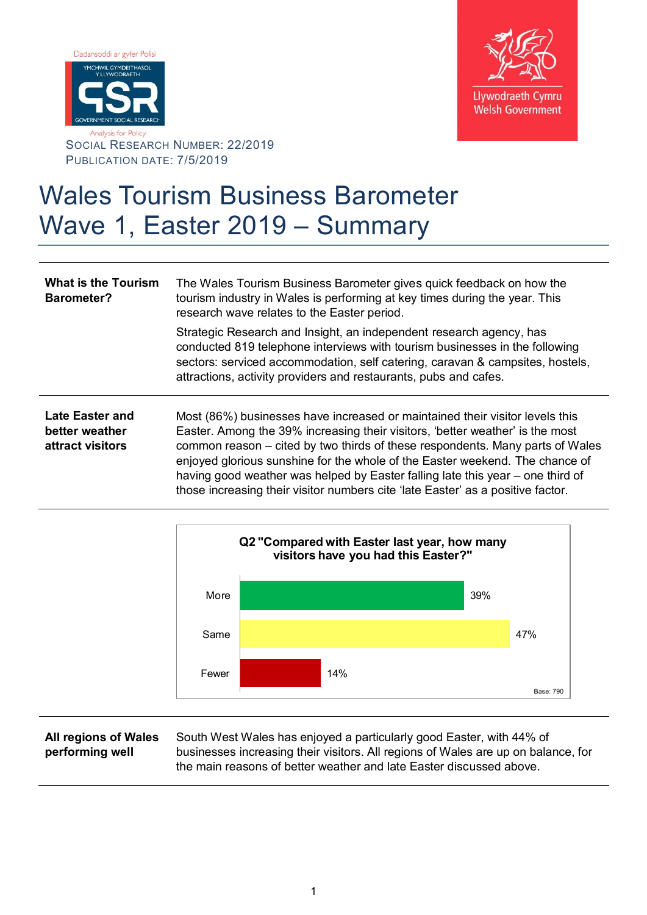Dadansoddi ar gyfer Polisi

YMCHWIL GYMDEITHASOL Y LLYWODRAETH

GSR

GOVERNMENT SOCIAL RESEARCH

Analysis for Policy

SOCIAL RESEARCH NUMBER: 22/2019

PUBLICATION DATE: 7/5/2019

Llywodraeth Cymru
Welsh Government

# Wales Tourism Business Barometer Wave 1, Easter 2019 – Summary

**What is the Tourism Barometer?**

The Wales Tourism Business Barometer gives quick feedback on how the tourism industry in Wales is performing at key times during the year. This research wave relates to the Easter period.

Strategic Research and Insight, an independent research agency, has conducted 819 telephone interviews with tourism businesses in the following sectors: serviced accommodation, self catering, caravan & campsites, hostels, attractions, activity providers and restaurants, pubs and cafes.

**Late Easter and better weather attract visitors**

Most (86%) businesses have increased or maintained their visitor levels this Easter. Among the 39% increasing their visitors, 'better weather' is the most common reason – cited by two thirds of these respondents. Many parts of Wales enjoyed glorious sunshine for the whole of the Easter weekend. The chance of having good weather was helped by Easter falling late this year – one third of those increasing their visitor numbers cite 'late Easter' as a positive factor.

**Q2 "Compared with Easter last year, how many visitors have you had this Easter?"**

| Response | % |
|---|---|
| More | 39% |
| Same | 47% |
| Fewer | 14% |

Base: 790

**All regions of Wales performing well**

South West Wales has enjoyed a particularly good Easter, with 44% of businesses increasing their visitors. All regions of Wales are up on balance, for the main reasons of better weather and late Easter discussed above.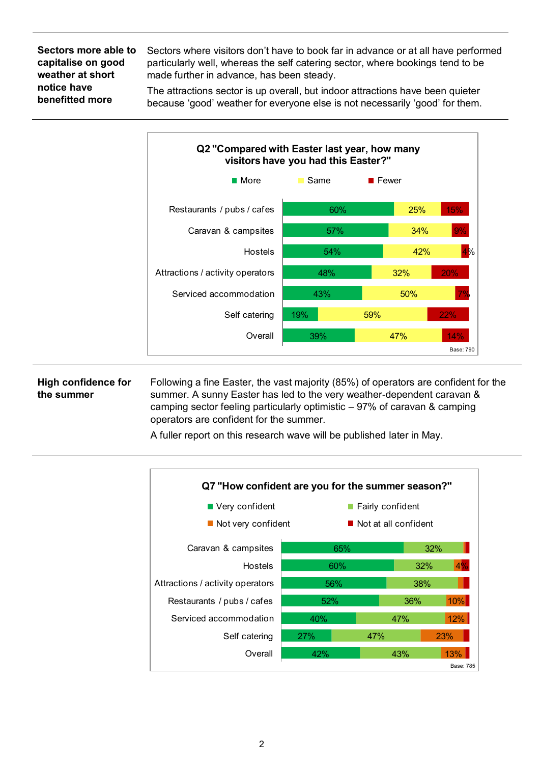**Sectors more able to capitalise on good weather at short notice have benefitted more**

Sectors where visitors don't have to book far in advance or at all have performed particularly well, whereas the self catering sector, where bookings tend to be made further in advance, has been steady.

The attractions sector is up overall, but indoor attractions have been quieter because 'good' weather for everyone else is not necessarily 'good' for them.

**Q2 "Compared with Easter last year, how many visitors have you had this Easter?"**

| | More | Same | Fewer |
|---|---|---|---|
| Restaurants / pubs / cafes | 60% | 25% | 15% |
| Caravan & campsites | 57% | 34% | 9% |
| Hostels | 54% | 42% | 4% |
| Attractions / activity operators | 48% | 32% | 20% |
| Serviced accommodation | 43% | 50% | 7% |
| Self catering | 19% | 59% | 22% |
| Overall | 39% | 47% | 14% |

Base: 790

**High confidence for the summer**

Following a fine Easter, the vast majority (85%) of operators are confident for the summer. A sunny Easter has led to the very weather-dependent caravan & camping sector feeling particularly optimistic – 97% of caravan & camping operators are confident for the summer.

A fuller report on this research wave will be published later in May.

**Q7 "How confident are you for the summer season?"**

| | Very confident | Fairly confident | Not very confident | Not at all confident |
|---|---|---|---|---|
| Caravan & campsites | 65% | 32% | | |
| Hostels | 60% | 32% | 4% | |
| Attractions / activity operators | 56% | 38% | | |
| Restaurants / pubs / cafes | 52% | 36% | 10% | |
| Serviced accommodation | 40% | 47% | 12% | |
| Self catering | 27% | 47% | 23% | |
| Overall | 42% | 43% | 13% | |

Base: 785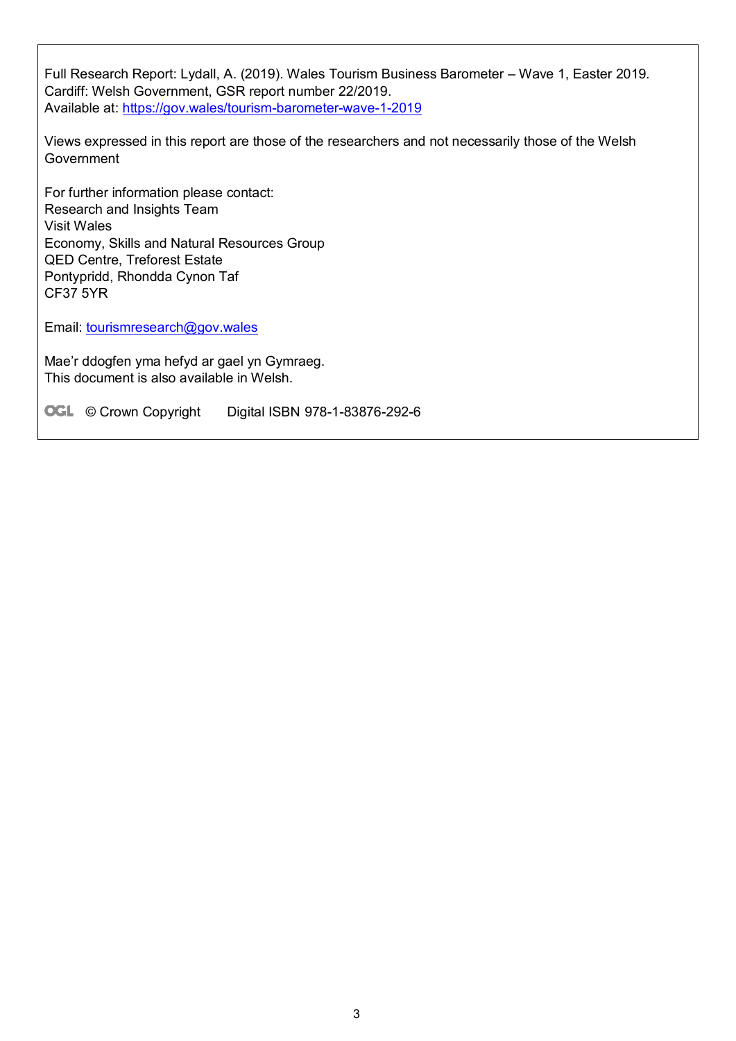Full Research Report: Lydall, A. (2019). Wales Tourism Business Barometer – Wave 1, Easter 2019. Cardiff: Welsh Government, GSR report number 22/2019.
Available at: https://gov.wales/tourism-barometer-wave-1-2019

Views expressed in this report are those of the researchers and not necessarily those of the Welsh Government

For further information please contact:
Research and Insights Team
Visit Wales
Economy, Skills and Natural Resources Group
QED Centre, Treforest Estate
Pontypridd, Rhondda Cynon Taf
CF37 5YR

Email: tourismresearch@gov.wales

Mae'r ddogfen yma hefyd ar gael yn Gymraeg.
This document is also available in Welsh.

OGL © Crown Copyright Digital ISBN 978-1-83876-292-6